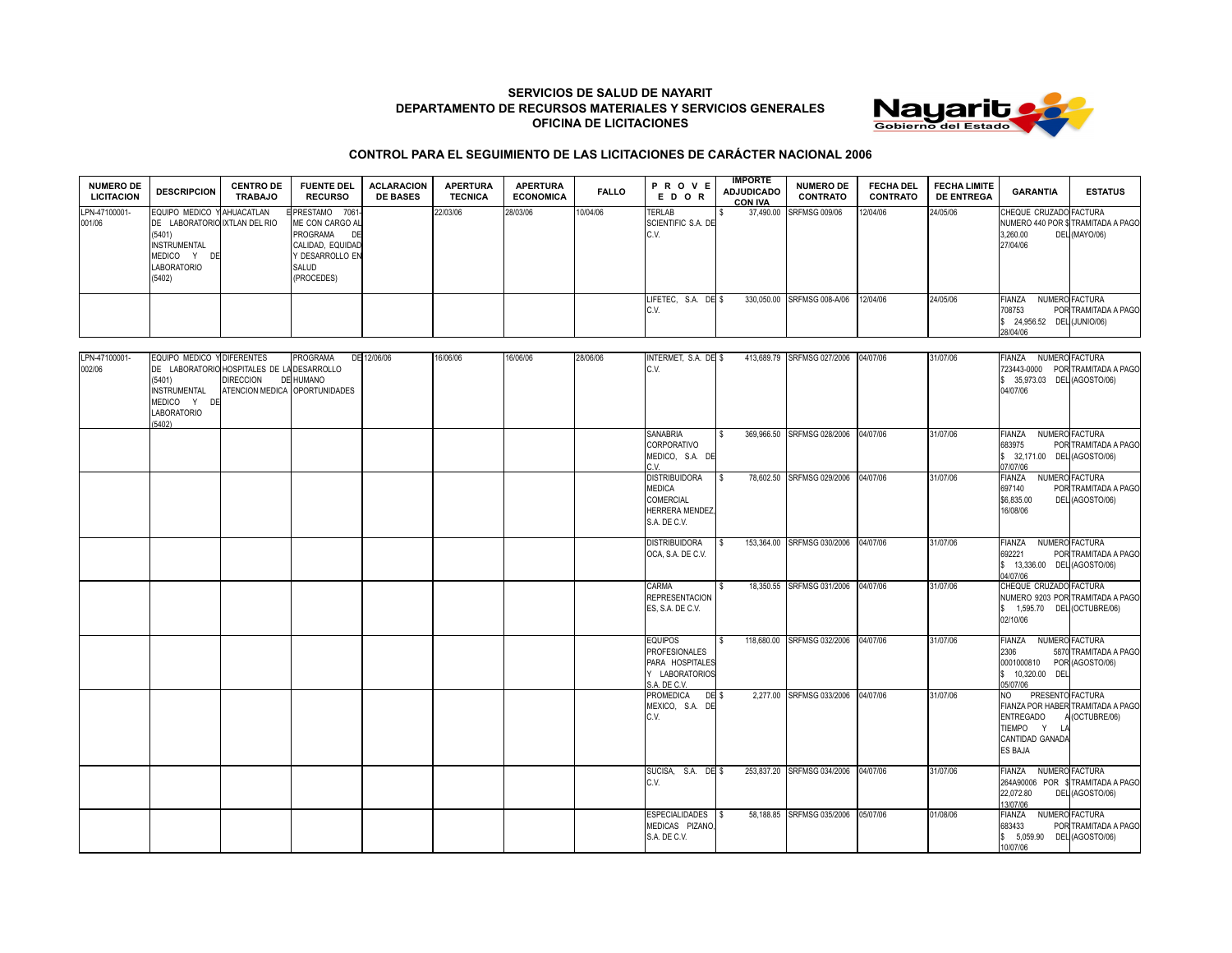**SERVICIOS DE SALUD DE NAYARIT**
**DEPARTAMENTO DE RECURSOS MATERIALES Y SERVICIOS GENERALES**
**OFICINA DE LICITACIONES**

## CONTROL PARA EL SEGUIMIENTO DE LAS LICITACIONES DE CARÁCTER NACIONAL 2006

| NUMERO DE LICITACION | DESCRIPCION | CENTRO DE TRABAJO | FUENTE DEL RECURSO | ACLARACION DE BASES | APERTURA TECNICA | APERTURA ECONOMICA | FALLO | P R O V E E D O R | IMPORTE ADJUDICADO CON IVA | NUMERO DE CONTRATO | FECHA DEL CONTRATO | FECHA LIMITE DE ENTREGA | GARANTIA | ESTATUS |
|---|---|---|---|---|---|---|---|---|---|---|---|---|---|---|
| LPN-47100001-001/06 | EQUIPO MEDICO Y DE LABORATORIO (5401) INSTRUMENTAL MEDICO Y DE LABORATORIO (5402) | AHUACATLAN E IXTLAN DEL RIO | PRESTAMO 7061-ME CON CARGO AL PROGRAMA DE CALIDAD, EQUIDAD Y DESARROLLO EN SALUD (PROCEDES) | | 22/03/06 | 28/03/06 | 10/04/06 | TERLAB SCIENTIFIC S.A. DE C.V. | $ 37,490.00 | SRFMSG 009/06 | 12/04/06 | 24/05/06 | CHEQUE CRUZADO NUMERO 440 POR $ 3,260.00 DEL 27/04/06 | FACTURA TRAMITADA A PAGO (MAYO/06) |
| | | | | | | | | LIFETEC, S.A. DE C.V. | $ 330,050.00 | SRFMSG 008-A/06 | 12/04/06 | 24/05/06 | FIANZA NUMERO 708753 POR $ 24,956.52 DEL 28/04/06 | FACTURA TRAMITADA A PAGO (JUNIO/06) |
| LPN-47100001-002/06 | EQUIPO MEDICO Y DE LABORATORIO (5401) INSTRUMENTAL MEDICO Y DE LABORATORIO (5402) | DIFERENTES HOSPITALES DE LA DIRECCION DE ATENCION MEDICA | PROGRAMA DE DESARROLLO HUMANO OPORTUNIDADES | 12/06/06 | 16/06/06 | 16/06/06 | 28/06/06 | INTERMET, S.A. DE C.V. | $ 413,689.79 | SRFMSG 027/2006 | 04/07/06 | 31/07/06 | FIANZA NUMERO 723443-0000 POR $ 35,973.03 DEL 04/07/06 | FACTURA TRAMITADA A PAGO (AGOSTO/06) |
| | | | | | | | | SANABRIA CORPORATIVO MEDICO, S.A. DE C.V. | $ 369,966.50 | SRFMSG 028/2006 | 04/07/06 | 31/07/06 | FIANZA NUMERO 683975 POR $ 32,171.00 DEL 07/07/06 | FACTURA TRAMITADA A PAGO (AGOSTO/06) |
| | | | | | | | | DISTRIBUIDORA MEDICA COMERCIAL HERRERA MENDEZ, S.A. DE C.V. | $ 78,602.50 | SRFMSG 029/2006 | 04/07/06 | 31/07/06 | FIANZA NUMERO 697140 POR $6,835.00 DEL 16/08/06 | FACTURA TRAMITADA A PAGO (AGOSTO/06) |
| | | | | | | | | DISTRIBUIDORA OCA, S.A. DE C.V. | $ 153,364.00 | SRFMSG 030/2006 | 04/07/06 | 31/07/06 | FIANZA NUMERO 692221 POR $ 13,336.00 DEL 04/07/06 | FACTURA TRAMITADA A PAGO (AGOSTO/06) |
| | | | | | | | | CARMA REPRESENTACIONES, S.A. DE C.V. | $ 18,350.55 | SRFMSG 031/2006 | 04/07/06 | 31/07/06 | CHEQUE CRUZADO NUMERO 9203 POR $ 1,595.70 DEL 02/10/06 | FACTURA TRAMITADA A PAGO (OCTUBRE/06) |
| | | | | | | | | EQUIPOS PROFESIONALES PARA HOSPITALES Y LABORATORIOS S.A. DE C.V. | $ 118,680.00 | SRFMSG 032/2006 | 04/07/06 | 31/07/06 | FIANZA NUMERO 2306 5870 0001000810 POR $ 10,320.00 DEL 05/07/06 | FACTURA TRAMITADA A PAGO (AGOSTO/06) |
| | | | | | | | | PROMEDICA DE MEXICO, S.A. DE C.V. | $ 2,277.00 | SRFMSG 033/2006 | 04/07/06 | 31/07/06 | NO PRESENTO FIANZA POR HABER ENTREGADO A TIEMPO Y LA CANTIDAD GANADA ES BAJA | FACTURA TRAMITADA A PAGO (OCTUBRE/06) |
| | | | | | | | | SUCISA, S.A. DE C.V. | $ 253,837.20 | SRFMSG 034/2006 | 04/07/06 | 31/07/06 | FIANZA NUMERO 264A90006 POR $ 22,072.80 DEL 13/07/06 | FACTURA TRAMITADA A PAGO (AGOSTO/06) |
| | | | | | | | | ESPECIALIDADES MEDICAS PIZANO, S.A. DE C.V. | $ 58,188.85 | SRFMSG 035/2006 | 05/07/06 | 01/08/06 | FIANZA NUMERO 683433 POR $ 5,059.90 DEL 10/07/06 | FACTURA TRAMITADA A PAGO (AGOSTO/06) |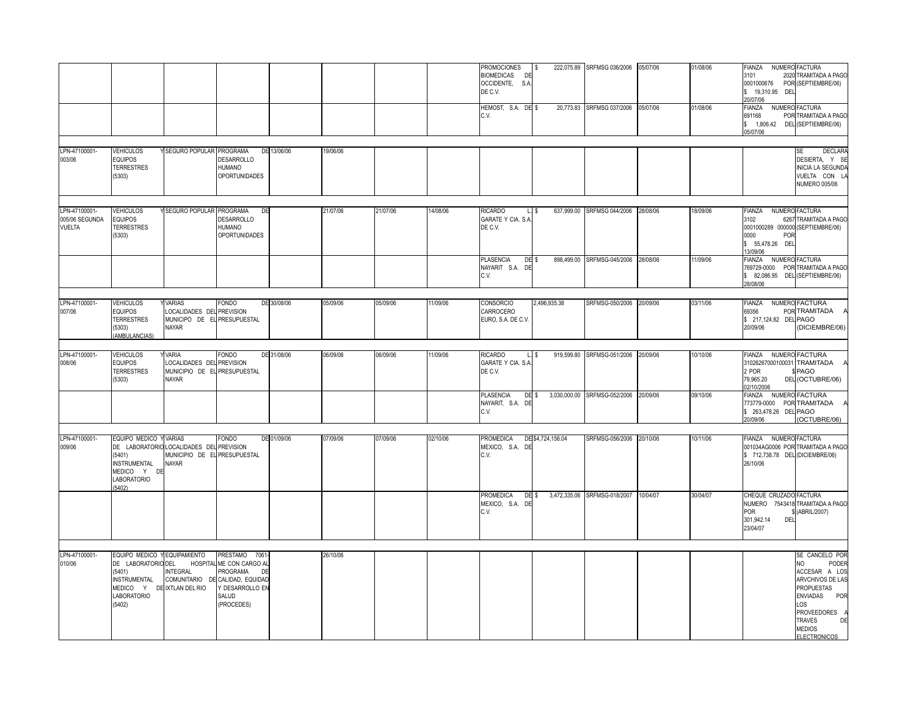| | | | | | | | | | | | | | | |
|---|---|---|---|---|---|---|---|---|---|---|---|---|---|---|
| | | | | | | | | PROMOCIONES BIOMEDICAS DE OCCIDENTE, S.A. DE C.V. | $ 222,075.89 | SRFMSG 036/2006 | 05/07/06 | 01/08/06 | FIANZA NUMERO 3101 0001000676 POR $ 19,310.95 DEL 20/07/06 | FACTURA 2020 TRAMITADA A PAGO (SEPTIEMBRE/06) |
| | | | | | | | | HEMOST, S.A. DE C.V. | $ 20,773.83 | SRFMSG 037/2006 | 05/07/06 | 01/08/06 | FIANZA NUMERO 691168 POR $ 1,806.42 DEL 05/07/06 | FACTURA TRAMITADA A PAGO (SEPTIEMBRE/06) |
| LPN-47100001-003/06 | VEHICULOS Y EQUIPOS TERRESTRES (5303) | SEGURO POPULAR | PROGRAMA DE DESARROLLO HUMANO OPORTUNIDADES | 13/06/06 | 19/06/06 | | | | | | | | | SE DECLARA DESIERTA, Y SE INICIA LA SEGUNDA VUELTA CON LA NUMERO 005/06 |
| LPN-47100001-005/06 SEGUNDA VUELTA | VEHICULOS Y EQUIPOS TERRESTRES (5303) | SEGURO POPULAR | PROGRAMA DE DESARROLLO HUMANO OPORTUNIDADES | | 21/07/06 | 21/07/06 | 14/08/06 | RICARDO L GARATE Y CIA. S.A. DE C.V. | $ 637,999.00 | SRFMSG 044/2006 | 28/08/06 | 18/09/06 | FIANZA NUMERO 3102 0001000289 0000000000 POR $ 55,478.26 DEL 13/09/06 | FACTURA 6267 TRAMITADA A PAGO (SEPTIEMBRE/06) |
| | | | | | | | | PLASENCIA DE NAYARIT S.A. DE C.V. | $ 898,499.00 | SRFMSG-045/2006 | 28/08/06 | 11/09/06 | FIANZA NUMERO 769729-0000 POR $ 82,086.95 DEL 28/08/06 | FACTURA TRAMITADA A PAGO (SEPTIEMBRE/06) |
| LPN-47100001-007/06 | VEHICULOS Y EQUIPOS TERRESTRES (5303) (AMBULANCIAS) | VARIAS LOCALIDADES DEL MUNICIPIO DE EL NAYAR | FONDO DE PREVISION PRESUPUESTAL | 30/08/06 | 05/09/06 | 05/09/06 | 11/09/06 | CONSORCIO CARROCERO EURO, S.A. DE C.V. | 2,496,935.38 | SRFMSG-050/2006 | 20/09/06 | 03/11/06 | FIANZA NUMERO 69356 POR $ 217,124.82 DEL 20/09/06 | FACTURA TRAMITADA A PAGO (DICIEMBRE/06) |
| LPN-47100001-008/06 | VEHICULOS Y EQUIPOS TERRESTRES (5303) | VARIA LOCALIDADES DEL MUNICIPIO DE EL NAYAR | FONDO DE PREVISION PRESUPUESTAL | 31/08/06 | 06/09/06 | 06/09/06 | 11/09/06 | RICARDO L GARATE Y CIA. S.A. DE C.V. | $ 919,599.80 | SRFMSG-051/2006 | 20/09/06 | 10/10/06 | FIANZA NUMERO 31026267000100031 2 POR $ 79,965.20 DEL 02/10/2006 | FACTURA TRAMITADA A PAGO (OCTUBRE/06) |
| | | | | | | | | PLASENCIA DE NAYARIT, S.A. DE C.V. | $ 3,030,000.00 | SRFMSG-052/2006 | 20/09/06 | 09/10/06 | FIANZA NUMERO 773779-0000 POR $ 263,478.26 DEL 20/09/06 | FACTURA TRAMITADA A PAGO (OCTUBRE/06) |
| LPN-47100001-009/06 | EQUIPO MEDICO Y DE LABORATORIO (5401) INSTRUMENTAL MEDICO Y DE LABORATORIO (5402) | VARIAS LOCALIDADES DEL MUNICIPIO DE EL NAYAR | FONDO DE PREVISION PRESUPUESTAL | 01/09/06 | 07/09/06 | 07/09/06 | 02/10/06 | PROMEDICA MEXICO, S.A. DE C.V. | $4,724,156.04 | SRFMSG-056/2006 | 20/10/06 | 10/11/06 | FIANZA NUMERO 001034AG0006 POR $ 712,738.78 DEL 26/10/06 | FACTURA TRAMITADA A PAGO (DICIEMBRE/06) |
| | | | | | | | | PROMEDICA MEXICO, S.A. DE C.V. | $ 3,472,335.06 | SRFMSG-018/2007 | 10/04/07 | 30/04/07 | CHEQUE CRUZADO NUMERO 7543418 POR $ 301,942.14 DEL 23/04/07 | FACTURA TRAMITADA A PAGO (ABRIL/2007) |
| LPN-47100001-010/06 | EQUIPO MEDICO Y DE LABORATORIO (5401) INSTRUMENTAL MEDICO Y DE LABORATORIO (5402) | EQUIPAMIENTO DEL HOSPITAL INTEGRAL COMUNITARIO DE IXTLAN DEL RIO | PRESTAMO 7061-ME CON CARGO AL PROGRAMA DE CALIDAD, EQUIDAD Y DESARROLLO EN SALUD (PROCEDES) | | 26/10/06 | | | | | | | | | SE CANCELO POR NO PODER ACCESAR A LOS ARVCHIVOS DE LAS PROPUESTAS ENVIADAS POR LOS PROVEEDORES A TRAVES DE MEDIOS ELECTRONICOS |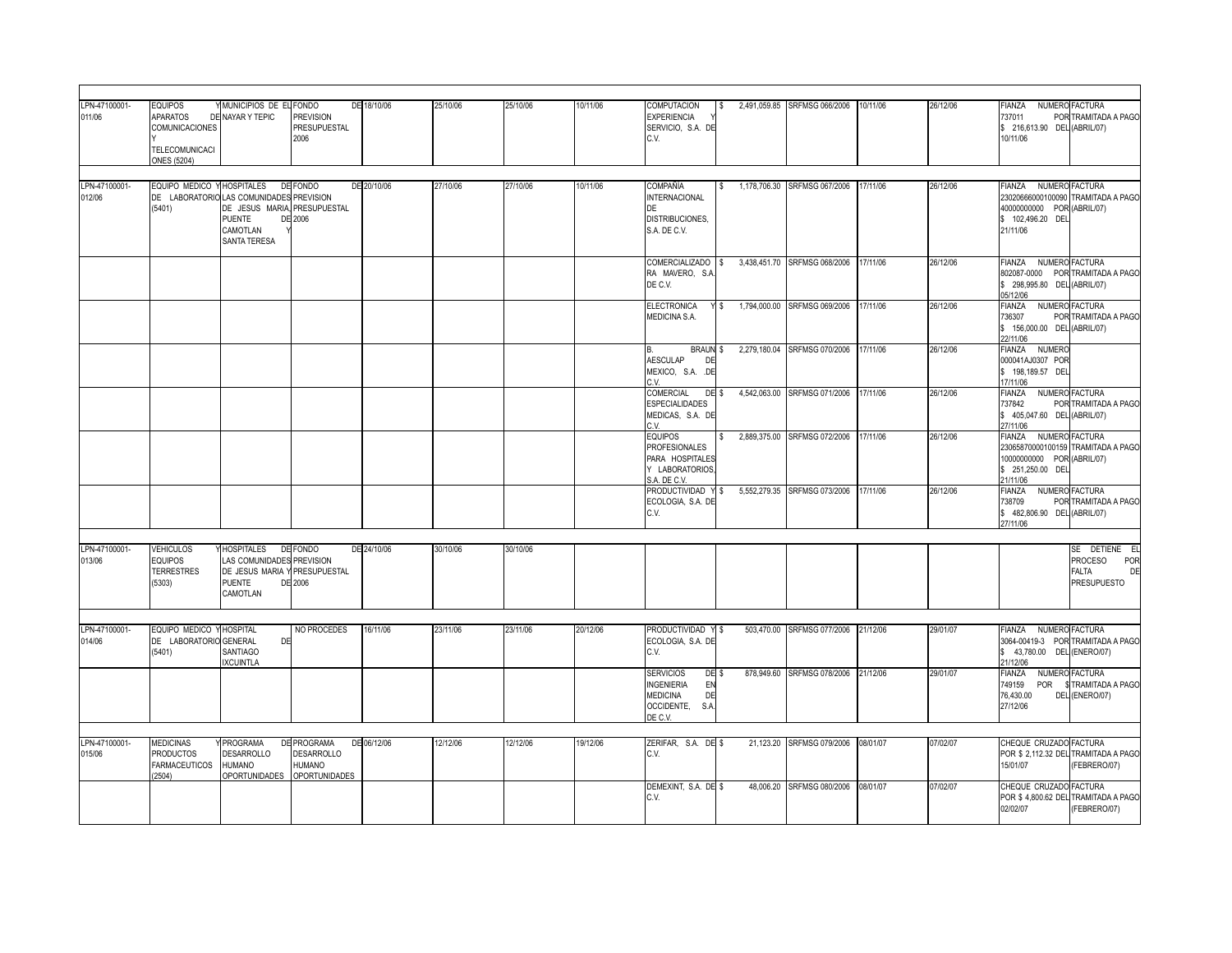| | | | | | | | | | | | | | | |
|---|---|---|---|---|---|---|---|---|---|---|---|---|---|---|
| LPN-47100001-011/06 | EQUIPOS Y APARATOS DE COMUNICACIONES Y TELECOMUNICACIONES (5204) | MUNICIPIOS DE EL NAYAR Y TEPIC | FONDO DE PREVISION PRESUPUESTAL 2006 | 18/10/06 | 25/10/06 | 25/10/06 | 10/11/06 | COMPUTACION EXPERIENCIA Y SERVICIO, S.A. DE C.V. | $ 2,491,059.85 | SRFMSG 066/2006 | 10/11/06 | 26/12/06 | FIANZA NUMERO 737011 POR $ 216,613.90 DEL 10/11/06 | FACTURA TRAMITADA A PAGO (ABRIL/07) |
| | | | | | | | | | | | | | | |
| LPN-47100001-012/06 | EQUIPO MEDICO Y DE LABORATORIO (5401) | HOSPITALES DE LAS COMUNIDADES DE JESUS MARIA, PUENTE DE CAMOTLAN Y SANTA TERESA | FONDO DE PREVISION PRESUPUESTAL 2006 | 20/10/06 | 27/10/06 | 27/10/06 | 10/11/06 | COMPAÑÍA INTERNACIONAL DE DISTRIBUCIONES, S.A. DE C.V. | $ 1,178,706.30 | SRFMSG 067/2006 | 17/11/06 | 26/12/06 | FIANZA NUMERO 230206660001000904000000000 POR $ 102,496.20 DEL 21/11/06 | FACTURA TRAMITADA A PAGO (ABRIL/07) |
| | | | | | | | | COMERCIALIZADORA MAVERO, S.A. DE C.V. | $ 3,438,451.70 | SRFMSG 068/2006 | 17/11/06 | 26/12/06 | FIANZA NUMERO 802087-0000 POR $ 298,995.80 DEL 05/12/06 | FACTURA TRAMITADA A PAGO (ABRIL/07) |
| | | | | | | | | ELECTRONICA Y MEDICINA S.A. | $ 1,794,000.00 | SRFMSG 069/2006 | 17/11/06 | 26/12/06 | FIANZA NUMERO 736307 POR $ 156,000.00 DEL 22/11/06 | FACTURA TRAMITADA A PAGO (ABRIL/07) |
| | | | | | | | | B. BRAUN AESCULAP DE MEXICO, S.A. DE C.V. | $ 2,279,180.04 | SRFMSG 070/2006 | 17/11/06 | 26/12/06 | FIANZA NUMERO 000041AJ0307 POR $ 198,189.57 DEL 17/11/06 | |
| | | | | | | | | COMERCIAL DE ESPECIALIDADES MEDICAS, S.A. DE C.V. | $ 4,542,063.00 | SRFMSG 071/2006 | 17/11/06 | 26/12/06 | FIANZA NUMERO 737842 POR $ 405,047.60 DEL 27/11/06 | FACTURA TRAMITADA A PAGO (ABRIL/07) |
| | | | | | | | | EQUIPOS PROFESIONALES PARA HOSPITALES Y LABORATORIOS, S.A. DE C.V. | $ 2,889,375.00 | SRFMSG 072/2006 | 17/11/06 | 26/12/06 | FIANZA NUMERO 230658700001001591000000000 POR $ 251,250.00 DEL 21/11/06 | FACTURA TRAMITADA A PAGO (ABRIL/07) |
| | | | | | | | | PRODUCTIVIDAD Y ECOLOGIA, S.A. DE C.V. | $ 5,552,279.35 | SRFMSG 073/2006 | 17/11/06 | 26/12/06 | FIANZA NUMERO 738709 POR $ 482,806.90 DEL 27/11/06 | FACTURA TRAMITADA A PAGO (ABRIL/07) |
| | | | | | | | | | | | | | | |
| LPN-47100001-013/06 | VEHICULOS Y EQUIPOS TERRESTRES (5303) | HOSPITALES DE LAS COMUNIDADES DE JESUS MARIA Y PUENTE DE CAMOTLAN | FONDO DE PREVISION PRESUPUESTAL 2006 | 24/10/06 | 30/10/06 | 30/10/06 | | | | | | | | SE DETIENE EL PROCESO POR FALTA DE PRESUPUESTO |
| | | | | | | | | | | | | | | |
| LPN-47100001-014/06 | EQUIPO MEDICO Y DE LABORATORIO (5401) | HOSPITAL GENERAL DE SANTIAGO IXCUINTLA | NO PROCEDES | 16/11/06 | 23/11/06 | 23/11/06 | 20/12/06 | PRODUCTIVIDAD Y ECOLOGIA, S.A. DE C.V. | $ 503,470.00 | SRFMSG 077/2006 | 21/12/06 | 29/01/07 | FIANZA NUMERO 3064-00419-3 POR $ 43,780.00 DEL 21/12/06 | FACTURA TRAMITADA A PAGO (ENERO/07) |
| | | | | | | | | SERVICIOS DE INGENIERIA EN MEDICINA DE OCCIDENTE, S.A. DE C.V. | $ 878,949.60 | SRFMSG 078/2006 | 21/12/06 | 29/01/07 | FIANZA NUMERO 749159 POR $ 76,430.00 DEL 27/12/06 | FACTURA TRAMITADA A PAGO (ENERO/07) |
| | | | | | | | | | | | | | | |
| LPN-47100001-015/06 | MEDICINAS Y PRODUCTOS FARMACEUTICOS (2504) | PROGRAMA DE DESARROLLO HUMANO OPORTUNIDADES | PROGRAMA DE DESARROLLO HUMANO OPORTUNIDADES | 06/12/06 | 12/12/06 | 12/12/06 | 19/12/06 | ZERIFAR, S.A. DE C.V. | $ 21,123.20 | SRFMSG 079/2006 | 08/01/07 | 07/02/07 | CHEQUE CRUZADO POR $ 2,112.32 DEL 15/01/07 | FACTURA TRAMITADA A PAGO (FEBRERO/07) |
| | | | | | | | | DEMEXINT, S.A. DE C.V. | $ 48,006.20 | SRFMSG 080/2006 | 08/01/07 | 07/02/07 | CHEQUE CRUZADO POR $ 4,800.62 DEL 02/02/07 | FACTURA TRAMITADA A PAGO (FEBRERO/07) |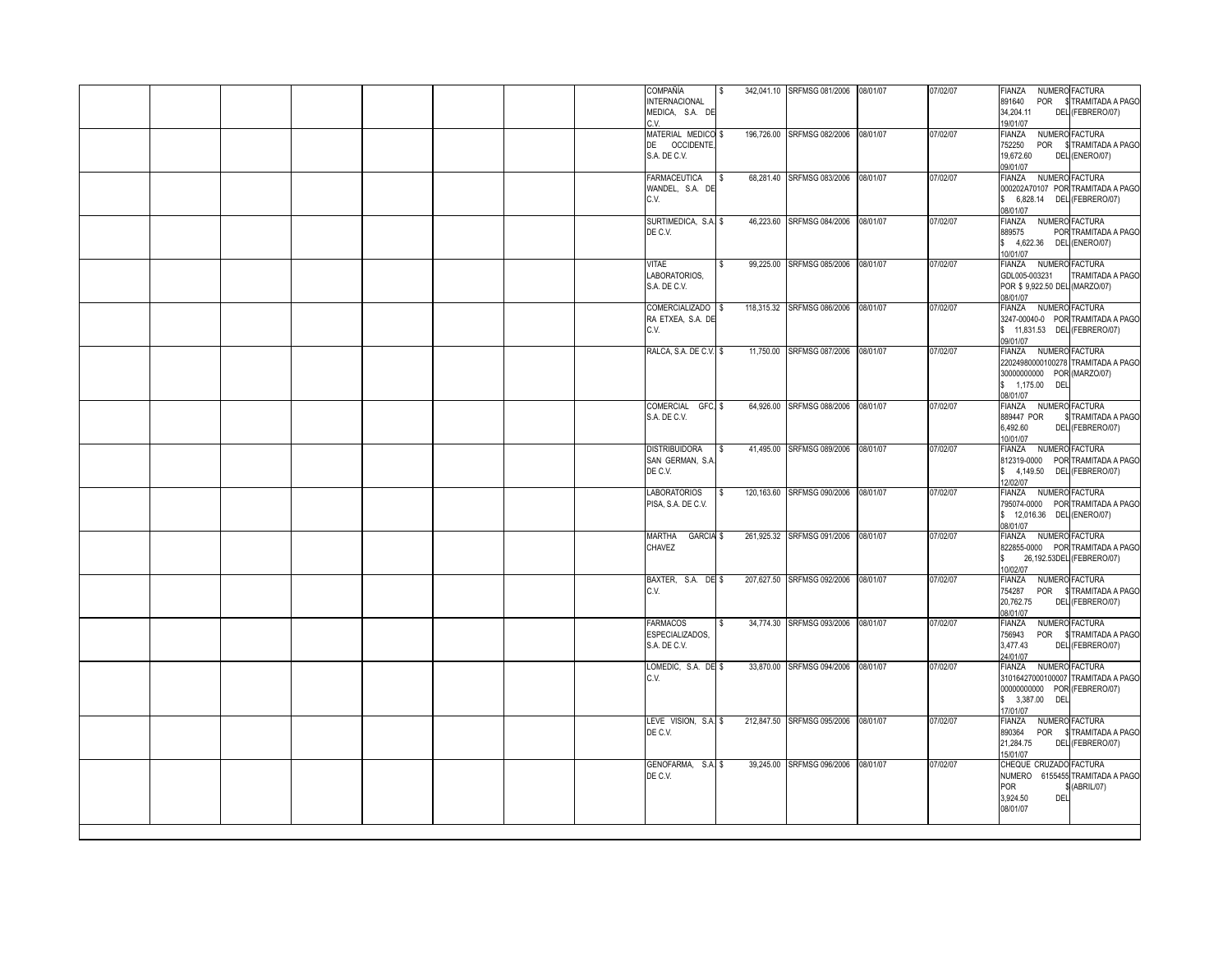| | | | | | | | | | | | | | |
|---|---|---|---|---|---|---|---|---|---|---|---|---|---|
| | | | | | | | COMPAÑÍA INTERNACIONAL MEDICA, S.A. DE C.V. | $ 342,041.10 | SRFMSG 081/2006 | 08/01/07 | 07/02/07 | FIANZA NUMERO 891640 POR $ 34,204.11 DEL 19/01/07 | FACTURA TRAMITADA A PAGO (FEBRERO/07) |
| | | | | | | | MATERIAL MEDICO DE OCCIDENTE, S.A. DE C.V. | $ 196,726.00 | SRFMSG 082/2006 | 08/01/07 | 07/02/07 | FIANZA NUMERO 752250 POR $ 19,672.60 DEL 09/01/07 | FACTURA TRAMITADA A PAGO (ENERO/07) |
| | | | | | | | FARMACEUTICA WANDEL, S.A. DE C.V. | $ 68,281.40 | SRFMSG 083/2006 | 08/01/07 | 07/02/07 | FIANZA NUMERO 000202A70107 POR $ 6,828.14 DEL 08/01/07 | FACTURA TRAMITADA A PAGO (FEBRERO/07) |
| | | | | | | | SURTIMEDICA, S.A. DE C.V. | $ 46,223.60 | SRFMSG 084/2006 | 08/01/07 | 07/02/07 | FIANZA NUMERO 889575 POR $ 4,622.36 DEL 10/01/07 | FACTURA TRAMITADA A PAGO (ENERO/07) |
| | | | | | | | VITAE LABORATORIOS, S.A. DE C.V. | $ 99,225.00 | SRFMSG 085/2006 | 08/01/07 | 07/02/07 | FIANZA NUMERO GDL005-003231 POR $ 9,922.50 DEL 08/01/07 | FACTURA TRAMITADA A PAGO (MARZO/07) |
| | | | | | | | COMERCIALIZADORA ETXEA, S.A. DE C.V. | $ 118,315.32 | SRFMSG 086/2006 | 08/01/07 | 07/02/07 | FIANZA NUMERO 3247-00040-0 POR $ 11,831.53 DEL 09/01/07 | FACTURA TRAMITADA A PAGO (FEBRERO/07) |
| | | | | | | | RALCA, S.A. DE C.V. | $ 11,750.00 | SRFMSG 087/2006 | 08/01/07 | 07/02/07 | FIANZA NUMERO 22024980000100278 30000000000 POR $ 1,175.00 DEL 08/01/07 | FACTURA TRAMITADA A PAGO (MARZO/07) |
| | | | | | | | COMERCIAL GFC, S.A. DE C.V. | $ 64,926.00 | SRFMSG 088/2006 | 08/01/07 | 07/02/07 | FIANZA NUMERO 889447 POR $ 6,492.60 DEL 10/01/07 | FACTURA TRAMITADA A PAGO (FEBRERO/07) |
| | | | | | | | DISTRIBUIDORA SAN GERMAN, S.A. DE C.V. | $ 41,495.00 | SRFMSG 089/2006 | 08/01/07 | 07/02/07 | FIANZA NUMERO 812319-0000 POR $ 4,149.50 DEL 12/02/07 | FACTURA TRAMITADA A PAGO (FEBRERO/07) |
| | | | | | | | LABORATORIOS PISA, S.A. DE C.V. | $ 120,163.60 | SRFMSG 090/2006 | 08/01/07 | 07/02/07 | FIANZA NUMERO 795074-0000 POR $ 12,016.36 DEL 08/01/07 | FACTURA TRAMITADA A PAGO (ENERO/07) |
| | | | | | | | MARTHA GARCIA CHAVEZ | $ 261,925.32 | SRFMSG 091/2006 | 08/01/07 | 07/02/07 | FIANZA NUMERO 822855-0000 POR $ 26,192.53 DEL 10/02/07 | FACTURA TRAMITADA A PAGO (FEBRERO/07) |
| | | | | | | | BAXTER, S.A. DE C.V. | $ 207,627.50 | SRFMSG 092/2006 | 08/01/07 | 07/02/07 | FIANZA NUMERO 754287 POR $ 20,762.75 DEL 08/01/07 | FACTURA TRAMITADA A PAGO (FEBRERO/07) |
| | | | | | | | FARMACOS ESPECIALIZADOS, S.A. DE C.V. | $ 34,774.30 | SRFMSG 093/2006 | 08/01/07 | 07/02/07 | FIANZA NUMERO 756943 POR $ 3,477.43 DEL 24/01/07 | FACTURA TRAMITADA A PAGO (FEBRERO/07) |
| | | | | | | | LOMEDIC, S.A. DE C.V. | $ 33,870.00 | SRFMSG 094/2006 | 08/01/07 | 07/02/07 | FIANZA NUMERO 31016427000100007 00000000000 POR $ 3,387.00 DEL 17/01/07 | FACTURA TRAMITADA A PAGO (FEBRERO/07) |
| | | | | | | | LEVE VISION, S.A. DE C.V. | $ 212,847.50 | SRFMSG 095/2006 | 08/01/07 | 07/02/07 | FIANZA NUMERO 890364 POR $ 21,284.75 DEL 15/01/07 | FACTURA TRAMITADA A PAGO (FEBRERO/07) |
| | | | | | | | GENOFARMA, S.A. DE C.V. | $ 39,245.00 | SRFMSG 096/2006 | 08/01/07 | 07/02/07 | CHEQUE CRUZADO NUMERO 6155455 POR $ 3,924.50 DEL 08/01/07 | FACTURA TRAMITADA A PAGO (ABRIL/07) |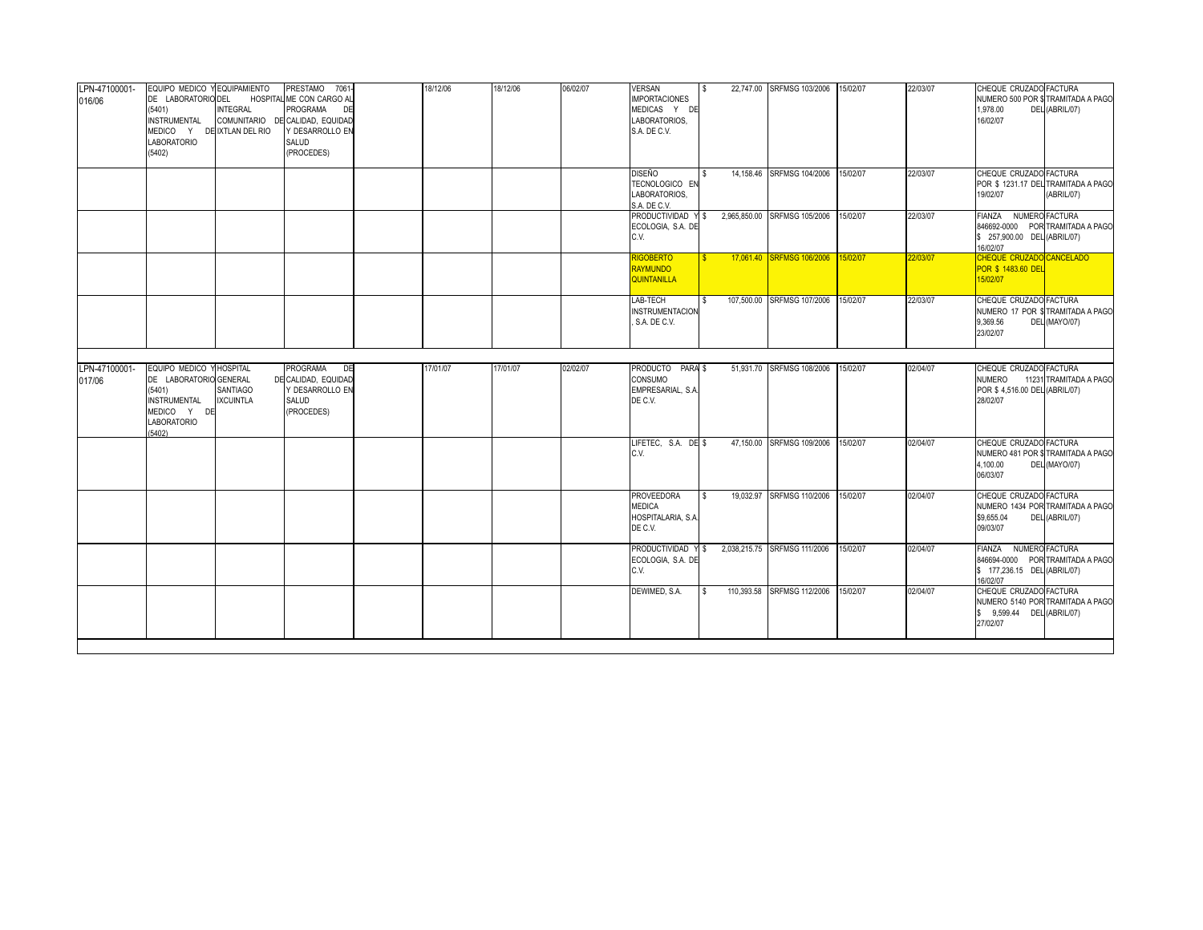| | | | | | | | | | | | | | | | |
|---|---|---|---|---|---|---|---|---|---|---|---|---|---|---|---|
| LPN-47100001-016/06 | EQUIPO MEDICO Y DE LABORATORIO (5401) INSTRUMENTAL MEDICO Y DE LABORATORIO (5402) | EQUIPAMIENTO DEL HOSPITAL INTEGRAL COMUNITARIO DE IXTLAN DEL RIO | PRESTAMO 7061-ME CON CARGO AL PROGRAMA DE CALIDAD, EQUIDAD Y DESARROLLO EN SALUD (PROCEDES) | | 18/12/06 | 18/12/06 | 06/02/07 | VERSAN IMPORTACIONES MEDICAS Y DE LABORATORIOS, S.A. DE C.V. | $ | 22,747.00 | SRFMSG 103/2006 | 15/02/07 | 22/03/07 | CHEQUE CRUZADO POR $ 1,978.00 DEL 16/02/07 | FACTURA NUMERO 500 TRAMITADA A PAGO (ABRIL/07) |
| | | | | | | | | DISEÑO TECNOLOGICO EN LABORATORIOS, S.A. DE C.V. | $ | 14,158.46 | SRFMSG 104/2006 | 15/02/07 | 22/03/07 | CHEQUE CRUZADO POR $ 1231.17 DEL 19/02/07 | FACTURA TRAMITADA A PAGO (ABRIL/07) |
| | | | | | | | | PRODUCTIVIDAD Y ECOLOGIA, S.A. DE C.V. | $ | 2,965,850.00 | SRFMSG 105/2006 | 15/02/07 | 22/03/07 | FIANZA NUMERO 846692-0000 POR $ 257,900.00 DEL 16/02/07 | FACTURA TRAMITADA A PAGO (ABRIL/07) |
| | | | | | | | | RIGOBERTO RAYMUNDO QUINTANILLA | $ | 17,061.40 | SRFMSG 106/2006 | 15/02/07 | 22/03/07 | CHEQUE CRUZADO POR $ 1483.60 DEL 15/02/07 | CANCELADO |
| | | | | | | | | LAB-TECH INSTRUMENTACION, S.A. DE C.V. | $ | 107,500.00 | SRFMSG 107/2006 | 15/02/07 | 22/03/07 | CHEQUE CRUZADO POR $ 9,369.56 DEL 23/02/07 | FACTURA NUMERO 17 TRAMITADA A PAGO (MAYO/07) |
| | | | | | | | | | | | | | | | |
| LPN-47100001-017/06 | EQUIPO MEDICO Y DE LABORATORIO (5401) INSTRUMENTAL MEDICO Y DE LABORATORIO (5402) | HOSPITAL GENERAL SANTIAGO IXCUINTLA | PROGRAMA DE CALIDAD, EQUIDAD Y DESARROLLO EN SALUD (PROCEDES) | | 17/01/07 | 17/01/07 | 02/02/07 | PRODUCTO PARA CONSUMO EMPRESARIAL, S.A. DE C.V. | $ | 51,931.70 | SRFMSG 108/2006 | 15/02/07 | 02/04/07 | CHEQUE CRUZADO POR $ 4,516.00 DEL 28/02/07 | FACTURA NUMERO 11231 TRAMITADA A PAGO (ABRIL/07) |
| | | | | | | | | LIFETEC, S.A. DE C.V. | $ | 47,150.00 | SRFMSG 109/2006 | 15/02/07 | 02/04/07 | CHEQUE CRUZADO POR $ 4,100.00 DEL 06/03/07 | FACTURA NUMERO 481 TRAMITADA A PAGO (MAYO/07) |
| | | | | | | | | PROVEEDORA MEDICA HOSPITALARIA, S.A. DE C.V. | $ | 19,032.97 | SRFMSG 110/2006 | 15/02/07 | 02/04/07 | CHEQUE CRUZADO POR $9,655.04 DEL 09/03/07 | FACTURA NUMERO 1434 TRAMITADA A PAGO (ABRIL/07) |
| | | | | | | | | PRODUCTIVIDAD Y ECOLOGIA, S.A. DE C.V. | $ | 2,038,215.75 | SRFMSG 111/2006 | 15/02/07 | 02/04/07 | FIANZA NUMERO 846694-0000 POR $ 177,236.15 DEL 16/02/07 | FACTURA TRAMITADA A PAGO (ABRIL/07) |
| | | | | | | | | DEWIMED, S.A. | $ | 110,393.58 | SRFMSG 112/2006 | 15/02/07 | 02/04/07 | CHEQUE CRUZADO POR $ 9,599.44 DEL 27/02/07 | FACTURA NUMERO 5140 TRAMITADA A PAGO (ABRIL/07) |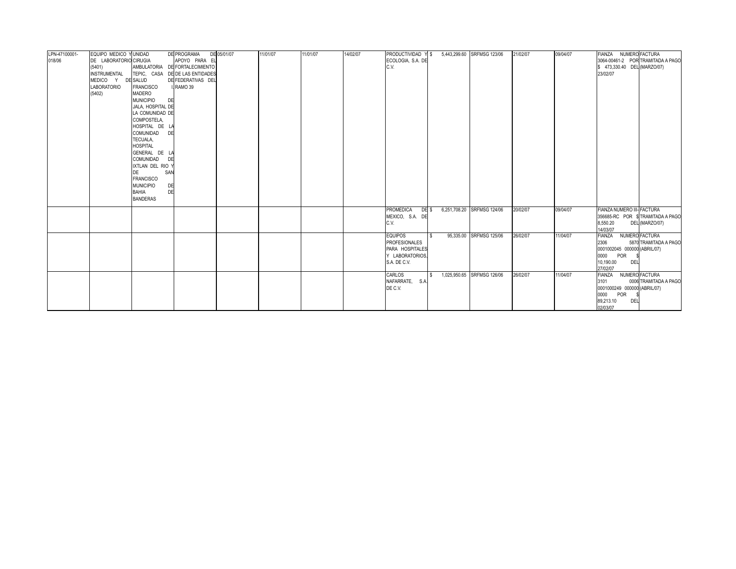| | | | | | | | | | | | | | | | |
|---|---|---|---|---|---|---|---|---|---|---|---|---|---|---|---|
| LPN-47100001-018/06 | EQUIPO MEDICO Y DE LABORATORIO (5401) INSTRUMENTAL MEDICO Y DE LABORATORIO (5402) | UNIDAD DE CIRUGIA AMBULATORIA DE TEPIC, CASA DE SALUD DE FRANCISCO I. MADERO MUNICIPIO DE JALA, HOSPITAL DE LA COMUNIDAD DE COMPOSTELA, HOSPITAL DE LA COMUNIDAD DE TECUALA, HOSPITAL GENERAL DE LA COMUNIDAD DE IXTLAN DEL RIO Y DE SAN FRANCISCO MUNICIPIO DE BAHIA DE BANDERAS | PROGRAMA DE APOYO PARA EL FORTALECIMIENTO DE LAS ENTIDADES FEDERATIVAS DEL RAMO 39 | 05/01/07 | 11/01/07 | 11/01/07 | 14/02/07 | PRODUCTIVIDAD Y ECOLOGIA, S.A. DE C.V. | $ 5,443,299.60 | SRFMSG 123/06 | 21/02/07 | 09/04/07 | FIANZA NUMERO 3064-00461-2 POR $ 473,330.40 DEL 23/02/07 | FACTURA TRAMITADA A PAGO (MARZO/07) |
| | | | | | | | | PROMEDICA DE MEXICO, S.A. DE C.V. | $ 6,251,708.20 | SRFMSG 124/06 | 20/02/07 | 09/04/07 | FIANZA NUMERO III-356685-RC POR $ 8,550.20 DEL 14/03/07 | FACTURA TRAMITADA A PAGO (MARZO/07) |
| | | | | | | | | EQUIPOS PROFESIONALES PARA HOSPITALES Y LABORATORIOS, S.A. DE C.V. | $ 95,335.00 | SRFMSG 125/06 | 26/02/07 | 11/04/07 | FIANZA NUMERO 2306 5870 0001002045 000000 0000 POR $ 10,190.00 DEL 27/02/07 | FACTURA TRAMITADA A PAGO (ABRIL/07) |
| | | | | | | | | CARLOS NAFARRATE, S.A. DE C.V. | $ 1,025,950.65 | SRFMSG 126/06 | 26/02/07 | 11/04/07 | FIANZA NUMERO 3101 0006 0001000249 000000 0000 POR $ 89,213.10 DEL 02/03/07 | FACTURA TRAMITADA A PAGO (ABRIL/07) |